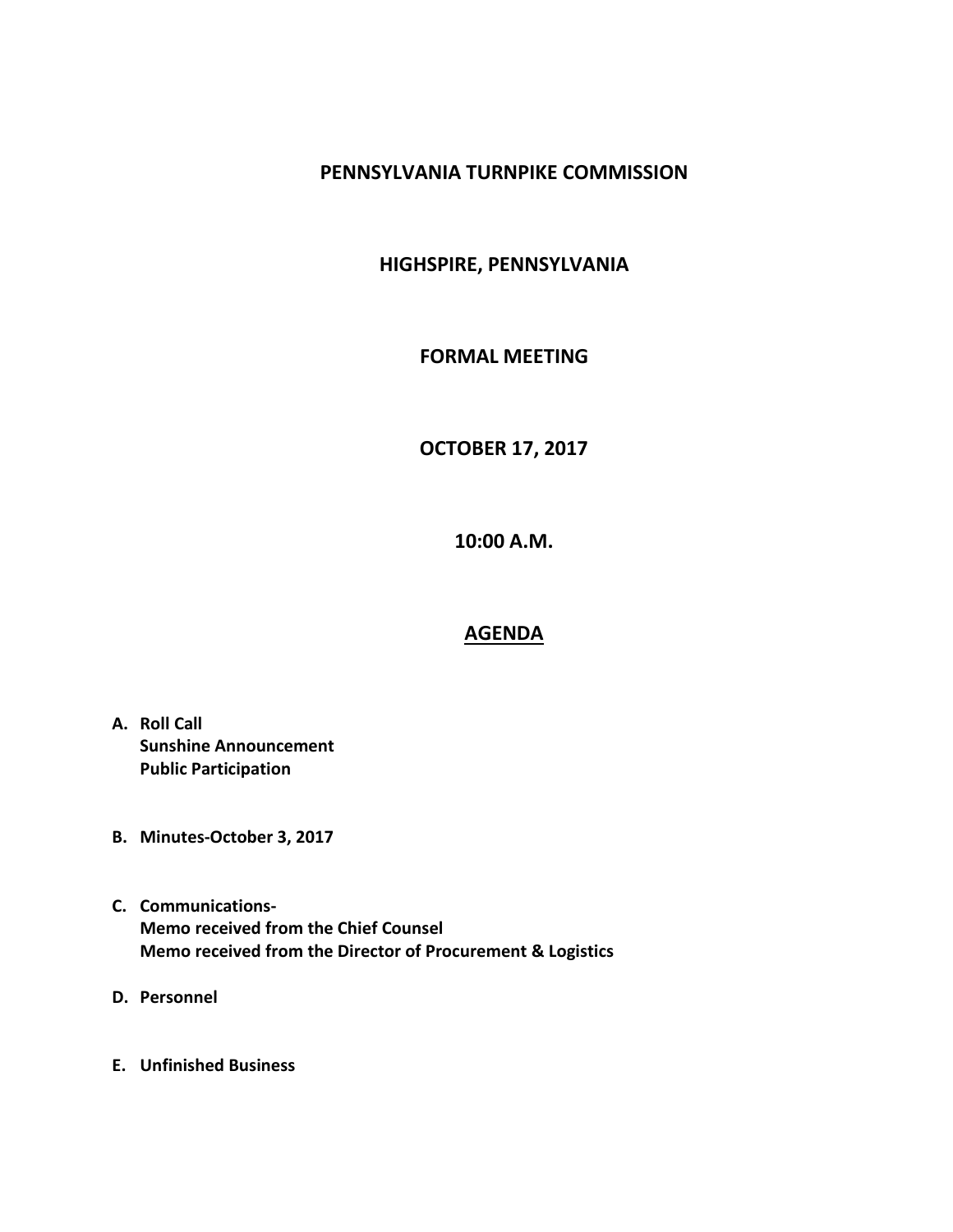# PENNSYLVANIA TURNPIKE COMMISSION

## HIGHSPIRE, PENNSYLVANIA

## FORMAL MEETING

## OCTOBER 17, 2017

## 10:00 A.M.

## AGENDA

**A. Roll Call**
**Sunshine Announcement**
**Public Participation**

**B. Minutes-October 3, 2017**

**C. Communications-**
**Memo received from the Chief Counsel**
**Memo received from the Director of Procurement & Logistics**

**D. Personnel**

**E. Unfinished Business**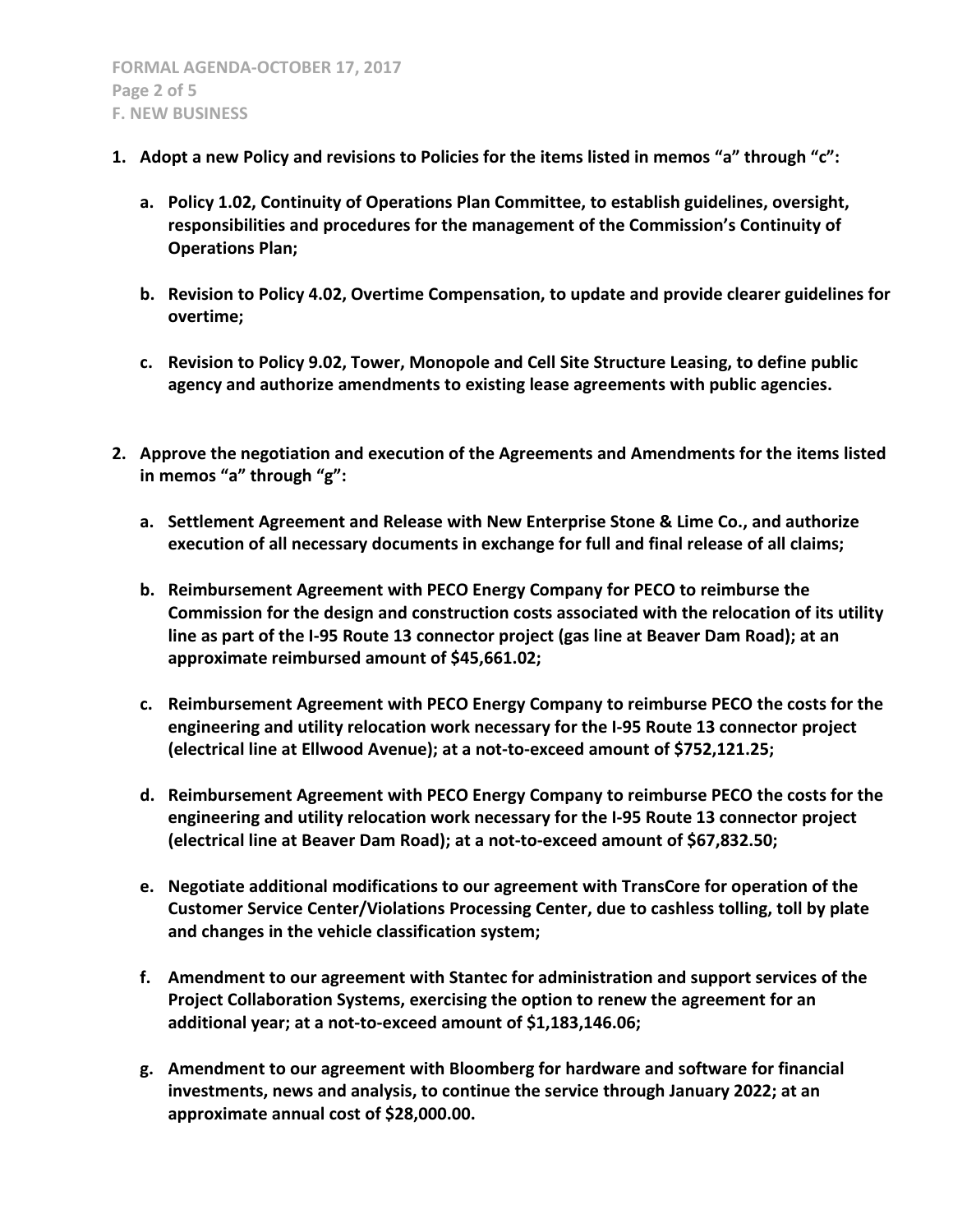**F. NEW BUSINESS**

1. **Adopt a new Policy and revisions to Policies for the items listed in memos "a" through "c":**

   a. **Policy 1.02, Continuity of Operations Plan Committee, to establish guidelines, oversight, responsibilities and procedures for the management of the Commission's Continuity of Operations Plan;**

   b. **Revision to Policy 4.02, Overtime Compensation, to update and provide clearer guidelines for overtime;**

   c. **Revision to Policy 9.02, Tower, Monopole and Cell Site Structure Leasing, to define public agency and authorize amendments to existing lease agreements with public agencies.**

2. **Approve the negotiation and execution of the Agreements and Amendments for the items listed in memos "a" through "g":**

   a. **Settlement Agreement and Release with New Enterprise Stone & Lime Co., and authorize execution of all necessary documents in exchange for full and final release of all claims;**

   b. **Reimbursement Agreement with PECO Energy Company for PECO to reimburse the Commission for the design and construction costs associated with the relocation of its utility line as part of the I-95 Route 13 connector project (gas line at Beaver Dam Road); at an approximate reimbursed amount of $45,661.02;**

   c. **Reimbursement Agreement with PECO Energy Company to reimburse PECO the costs for the engineering and utility relocation work necessary for the I-95 Route 13 connector project (electrical line at Ellwood Avenue); at a not-to-exceed amount of $752,121.25;**

   d. **Reimbursement Agreement with PECO Energy Company to reimburse PECO the costs for the engineering and utility relocation work necessary for the I-95 Route 13 connector project (electrical line at Beaver Dam Road); at a not-to-exceed amount of $67,832.50;**

   e. **Negotiate additional modifications to our agreement with TransCore for operation of the Customer Service Center/Violations Processing Center, due to cashless tolling, toll by plate and changes in the vehicle classification system;**

   f. **Amendment to our agreement with Stantec for administration and support services of the Project Collaboration Systems, exercising the option to renew the agreement for an additional year; at a not-to-exceed amount of $1,183,146.06;**

   g. **Amendment to our agreement with Bloomberg for hardware and software for financial investments, news and analysis, to continue the service through January 2022; at an approximate annual cost of $28,000.00.**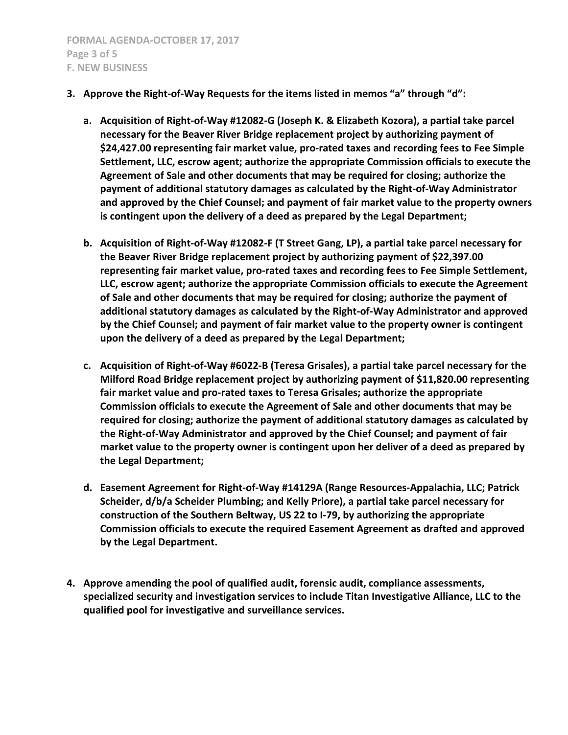3. **Approve the Right-of-Way Requests for the items listed in memos "a" through "d":**

   a. **Acquisition of Right-of-Way #12082-G (Joseph K. & Elizabeth Kozora), a partial take parcel necessary for the Beaver River Bridge replacement project by authorizing payment of $24,427.00 representing fair market value, pro-rated taxes and recording fees to Fee Simple Settlement, LLC, escrow agent; authorize the appropriate Commission officials to execute the Agreement of Sale and other documents that may be required for closing; authorize the payment of additional statutory damages as calculated by the Right-of-Way Administrator and approved by the Chief Counsel; and payment of fair market value to the property owners is contingent upon the delivery of a deed as prepared by the Legal Department;**

   b. **Acquisition of Right-of-Way #12082-F (T Street Gang, LP), a partial take parcel necessary for the Beaver River Bridge replacement project by authorizing payment of $22,397.00 representing fair market value, pro-rated taxes and recording fees to Fee Simple Settlement, LLC, escrow agent; authorize the appropriate Commission officials to execute the Agreement of Sale and other documents that may be required for closing; authorize the payment of additional statutory damages as calculated by the Right-of-Way Administrator and approved by the Chief Counsel; and payment of fair market value to the property owner is contingent upon the delivery of a deed as prepared by the Legal Department;**

   c. **Acquisition of Right-of-Way #6022-B (Teresa Grisales), a partial take parcel necessary for the Milford Road Bridge replacement project by authorizing payment of $11,820.00 representing fair market value and pro-rated taxes to Teresa Grisales; authorize the appropriate Commission officials to execute the Agreement of Sale and other documents that may be required for closing; authorize the payment of additional statutory damages as calculated by the Right-of-Way Administrator and approved by the Chief Counsel; and payment of fair market value to the property owner is contingent upon her deliver of a deed as prepared by the Legal Department;**

   d. **Easement Agreement for Right-of-Way #14129A (Range Resources-Appalachia, LLC; Patrick Scheider, d/b/a Scheider Plumbing; and Kelly Priore), a partial take parcel necessary for construction of the Southern Beltway, US 22 to I-79, by authorizing the appropriate Commission officials to execute the required Easement Agreement as drafted and approved by the Legal Department.**

4. **Approve amending the pool of qualified audit, forensic audit, compliance assessments, specialized security and investigation services to include Titan Investigative Alliance, LLC to the qualified pool for investigative and surveillance services.**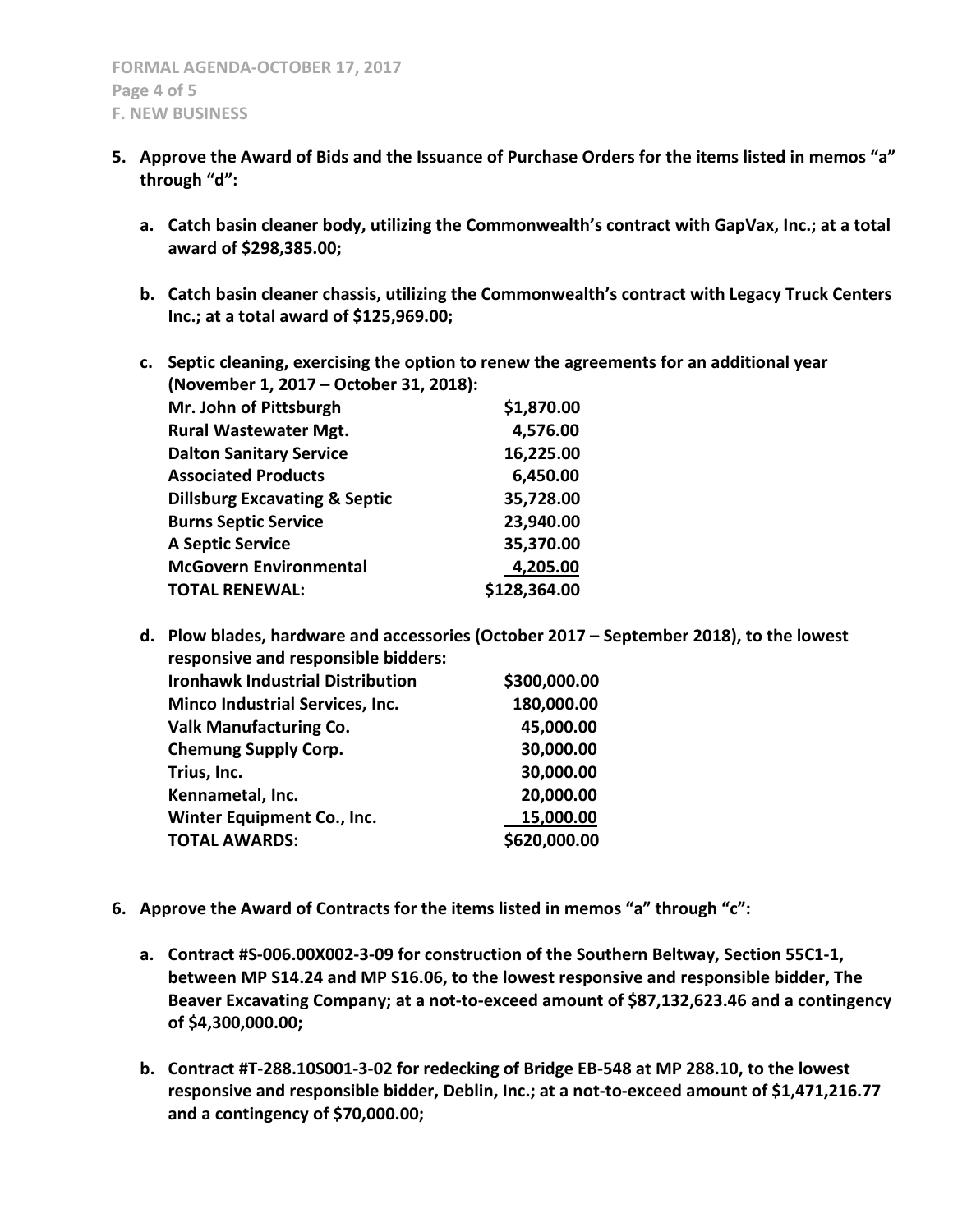**5. Approve the Award of Bids and the Issuance of Purchase Orders for the items listed in memos "a" through "d":**

**a. Catch basin cleaner body, utilizing the Commonwealth's contract with GapVax, Inc.; at a total award of $298,385.00;**

**b. Catch basin cleaner chassis, utilizing the Commonwealth's contract with Legacy Truck Centers Inc.; at a total award of $125,969.00;**

**c. Septic cleaning, exercising the option to renew the agreements for an additional year (November 1, 2017 – October 31, 2018):**

| | |
|---|---|
| **Mr. John of Pittsburgh** | **$1,870.00** |
| **Rural Wastewater Mgt.** | **4,576.00** |
| **Dalton Sanitary Service** | **16,225.00** |
| **Associated Products** | **6,450.00** |
| **Dillsburg Excavating & Septic** | **35,728.00** |
| **Burns Septic Service** | **23,940.00** |
| **A Septic Service** | **35,370.00** |
| **McGovern Environmental** | **4,205.00** |
| **TOTAL RENEWAL:** | **$128,364.00** |

**d. Plow blades, hardware and accessories (October 2017 – September 2018), to the lowest responsive and responsible bidders:**

| | |
|---|---|
| **Ironhawk Industrial Distribution** | **$300,000.00** |
| **Minco Industrial Services, Inc.** | **180,000.00** |
| **Valk Manufacturing Co.** | **45,000.00** |
| **Chemung Supply Corp.** | **30,000.00** |
| **Trius, Inc.** | **30,000.00** |
| **Kennametal, Inc.** | **20,000.00** |
| **Winter Equipment Co., Inc.** | **15,000.00** |
| **TOTAL AWARDS:** | **$620,000.00** |

**6. Approve the Award of Contracts for the items listed in memos "a" through "c":**

**a. Contract #S-006.00X002-3-09 for construction of the Southern Beltway, Section 55C1-1, between MP S14.24 and MP S16.06, to the lowest responsive and responsible bidder, The Beaver Excavating Company; at a not-to-exceed amount of $87,132,623.46 and a contingency of $4,300,000.00;**

**b. Contract #T-288.10S001-3-02 for redecking of Bridge EB-548 at MP 288.10, to the lowest responsive and responsible bidder, Deblin, Inc.; at a not-to-exceed amount of $1,471,216.77 and a contingency of $70,000.00;**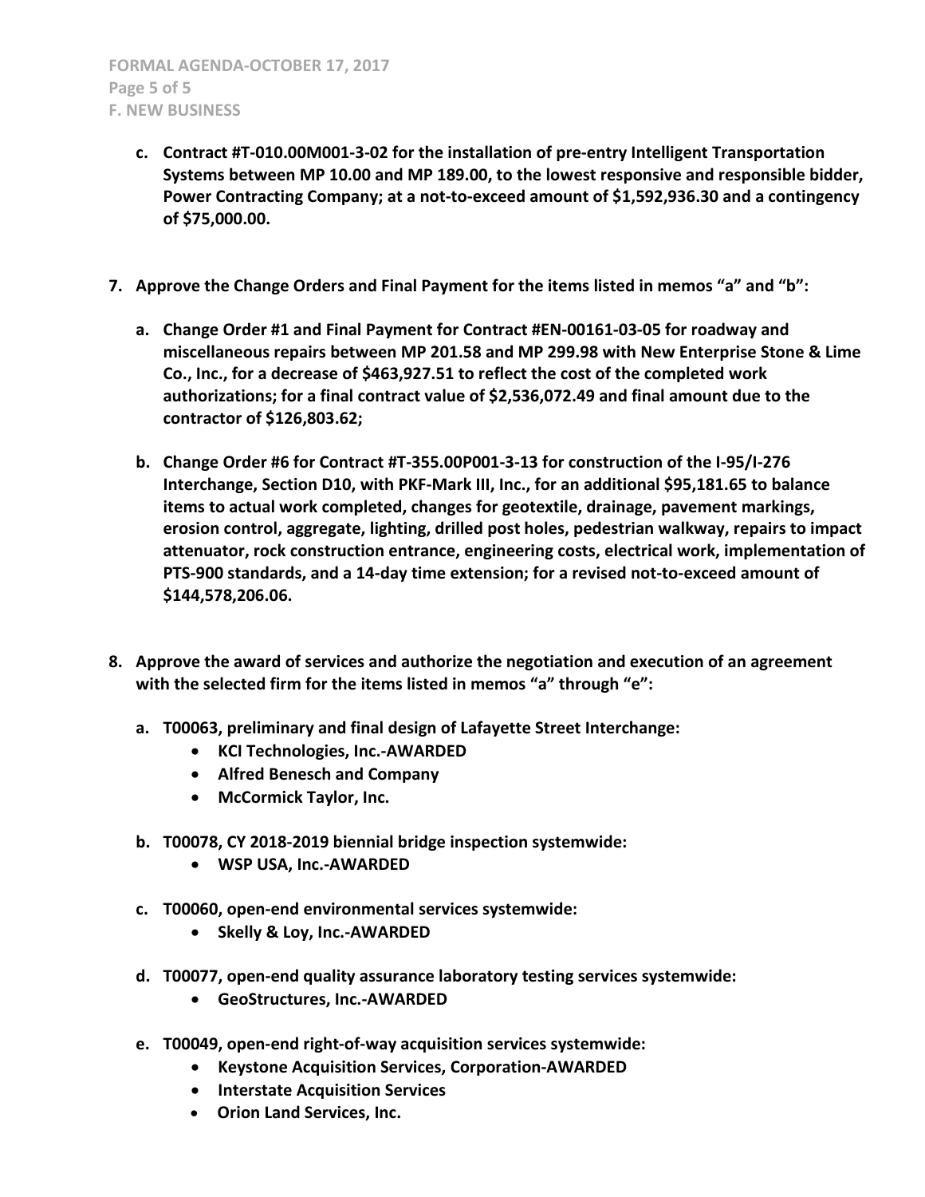c. **Contract #T-010.00M001-3-02 for the installation of pre-entry Intelligent Transportation Systems between MP 10.00 and MP 189.00, to the lowest responsive and responsible bidder, Power Contracting Company; at a not-to-exceed amount of $1,592,936.30 and a contingency of $75,000.00.**

7. **Approve the Change Orders and Final Payment for the items listed in memos "a" and "b":**

   a. **Change Order #1 and Final Payment for Contract #EN-00161-03-05 for roadway and miscellaneous repairs between MP 201.58 and MP 299.98 with New Enterprise Stone & Lime Co., Inc., for a decrease of $463,927.51 to reflect the cost of the completed work authorizations; for a final contract value of $2,536,072.49 and final amount due to the contractor of $126,803.62;**

   b. **Change Order #6 for Contract #T-355.00P001-3-13 for construction of the I-95/I-276 Interchange, Section D10, with PKF-Mark III, Inc., for an additional $95,181.65 to balance items to actual work completed, changes for geotextile, drainage, pavement markings, erosion control, aggregate, lighting, drilled post holes, pedestrian walkway, repairs to impact attenuator, rock construction entrance, engineering costs, electrical work, implementation of PTS-900 standards, and a 14-day time extension; for a revised not-to-exceed amount of $144,578,206.06.**

8. **Approve the award of services and authorize the negotiation and execution of an agreement with the selected firm for the items listed in memos "a" through "e":**

   a. **T00063, preliminary and final design of Lafayette Street Interchange:**
      - **KCI Technologies, Inc.-AWARDED**
      - **Alfred Benesch and Company**
      - **McCormick Taylor, Inc.**

   b. **T00078, CY 2018-2019 biennial bridge inspection systemwide:**
      - **WSP USA, Inc.-AWARDED**

   c. **T00060, open-end environmental services systemwide:**
      - **Skelly & Loy, Inc.-AWARDED**

   d. **T00077, open-end quality assurance laboratory testing services systemwide:**
      - **GeoStructures, Inc.-AWARDED**

   e. **T00049, open-end right-of-way acquisition services systemwide:**
      - **Keystone Acquisition Services, Corporation-AWARDED**
      - **Interstate Acquisition Services**
      - **Orion Land Services, Inc.**